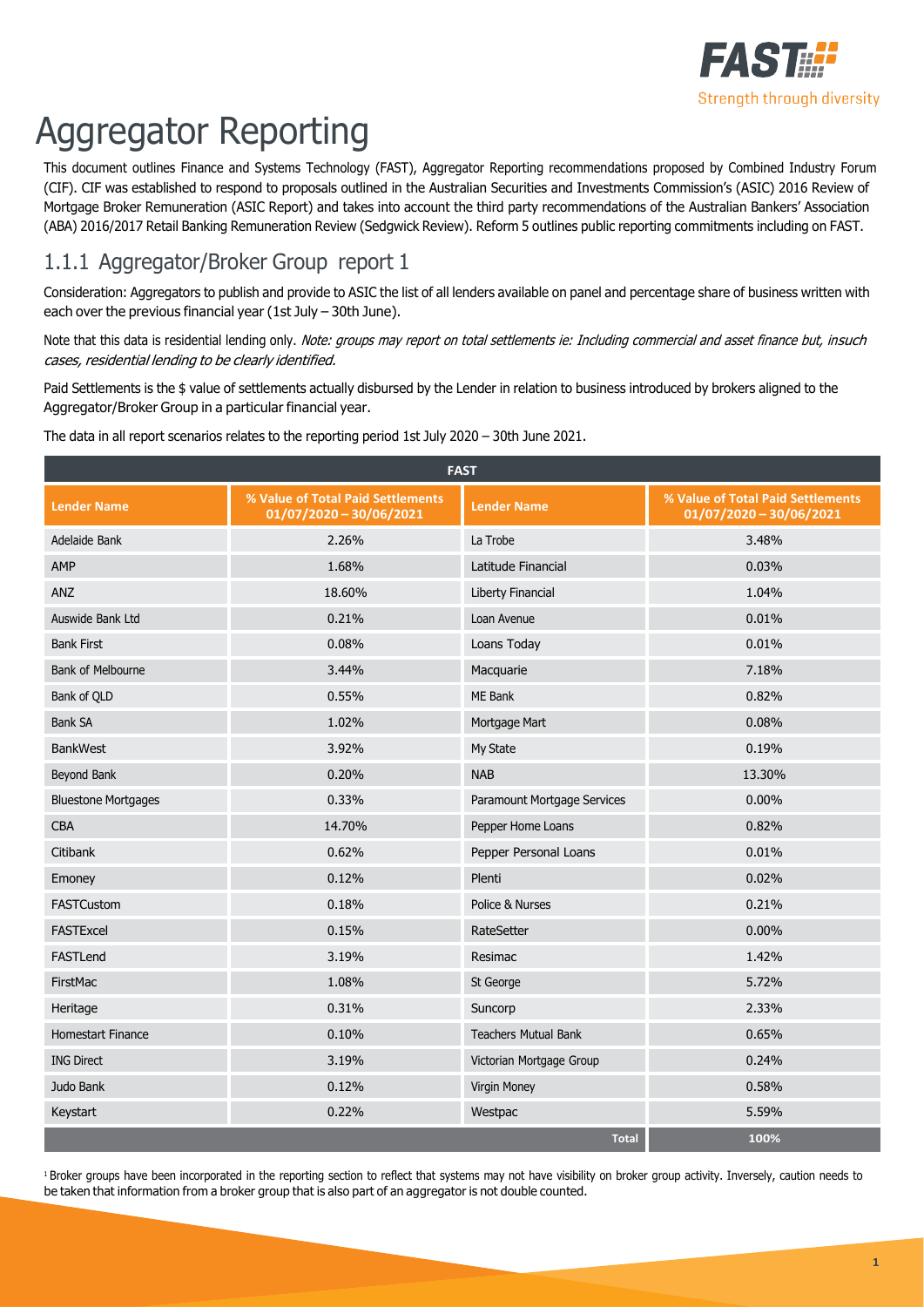# Aggregator Reporting

This document outlines Finance and Systems Technology (FAST), Aggregator Reporting recommendations proposed by Combined Industry Forum (CIF). CIF was established to respond to proposals outlined in the Australian Securities and Investments Commission's (ASIC) 2016 Review of Mortgage Broker Remuneration (ASIC Report) and takes into account the third party recommendations of the Australian Bankers' Association (ABA) 2016/2017 Retail Banking Remuneration Review (Sedgwick Review). Reform 5 outlines public reporting commitments including on FAST.

## 1.1.1 Aggregator/Broker Group report 1

Consideration: Aggregators to publish and provide to ASIC the list of all lenders available on panel and percentage share of business written with each over the previous financial year (1st July – 30th June).

Note that this data is residential lending only. *Note: groups may report on total settlements ie: Including commercial and asset finance but, insuch cases, residential lending to be clearly identified.*

Paid Settlements is the $ value of settlements actually disbursed by the Lender in relation to business introduced by brokers aligned to the Aggregator/Broker Group in a particular financial year.

The data in all report scenarios relates to the reporting period 1st July 2020 – 30th June 2021.

| FAST | | | |
|---|---|---|---|
| **Lender Name** | **% Value of Total Paid Settlements 01/07/2020 – 30/06/2021** | **Lender Name** | **% Value of Total Paid Settlements 01/07/2020 – 30/06/2021** |
| Adelaide Bank | 2.26% | La Trobe | 3.48% |
| AMP | 1.68% | Latitude Financial | 0.03% |
| ANZ | 18.60% | Liberty Financial | 1.04% |
| Auswide Bank Ltd | 0.21% | Loan Avenue | 0.01% |
| Bank First | 0.08% | Loans Today | 0.01% |
| Bank of Melbourne | 3.44% | Macquarie | 7.18% |
| Bank of QLD | 0.55% | ME Bank | 0.82% |
| Bank SA | 1.02% | Mortgage Mart | 0.08% |
| BankWest | 3.92% | My State | 0.19% |
| Beyond Bank | 0.20% | NAB | 13.30% |
| Bluestone Mortgages | 0.33% | Paramount Mortgage Services | 0.00% |
| CBA | 14.70% | Pepper Home Loans | 0.82% |
| Citibank | 0.62% | Pepper Personal Loans | 0.01% |
| Emoney | 0.12% | Plenti | 0.02% |
| FASTCustom | 0.18% | Police & Nurses | 0.21% |
| FASTExcel | 0.15% | RateSetter | 0.00% |
| FASTLend | 3.19% | Resimac | 1.42% |
| FirstMac | 1.08% | St George | 5.72% |
| Heritage | 0.31% | Suncorp | 2.33% |
| Homestart Finance | 0.10% | Teachers Mutual Bank | 0.65% |
| ING Direct | 3.19% | Victorian Mortgage Group | 0.24% |
| Judo Bank | 0.12% | Virgin Money | 0.58% |
| Keystart | 0.22% | Westpac | 5.59% |
| | | **Total** | **100%** |

[1] Broker groups have been incorporated in the reporting section to reflect that systems may not have visibility on broker group activity. Inversely, caution needs to be taken that information from a broker group that is also part of an aggregator is not double counted.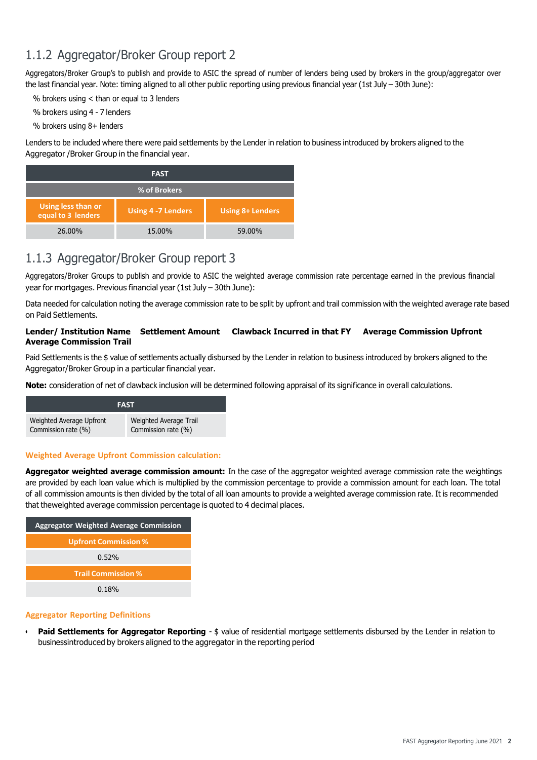## 1.1.2 Aggregator/Broker Group report 2

Aggregators/Broker Group's to publish and provide to ASIC the spread of number of lenders being used by brokers in the group/aggregator over the last financial year. Note: timing aligned to all other public reporting using previous financial year (1st July – 30th June):

% brokers using < than or equal to 3 lenders

% brokers using 4 - 7 lenders

% brokers using 8+ lenders

Lenders to be included where there were paid settlements by the Lender in relation to business introduced by brokers aligned to the Aggregator /Broker Group in the financial year.

| FAST | | |
|---|---|---|
| % of Brokers | | |
| Using less than or equal to 3 lenders | Using 4 -7 Lenders | Using 8+ Lenders |
| 26.00% | 15.00% | 59.00% |

## 1.1.3 Aggregator/Broker Group report 3

Aggregators/Broker Groups to publish and provide to ASIC the weighted average commission rate percentage earned in the previous financial year for mortgages. Previous financial year (1st July – 30th June):

Data needed for calculation noting the average commission rate to be split by upfront and trail commission with the weighted average rate based on Paid Settlements.

**Lender/ Institution Name Settlement Amount Clawback Incurred in that FY Average Commission Upfront Average Commission Trail**

Paid Settlements is the $ value of settlements actually disbursed by the Lender in relation to business introduced by brokers aligned to the Aggregator/Broker Group in a particular financial year.

**Note:** consideration of net of clawback inclusion will be determined following appraisal of its significance in overall calculations.

| FAST | |
|---|---|
| Weighted Average Upfront Commission rate (%) | Weighted Average Trail Commission rate (%) |

**Weighted Average Upfront Commission calculation:**

**Aggregator weighted average commission amount:** In the case of the aggregator weighted average commission rate the weightings are provided by each loan value which is multiplied by the commission percentage to provide a commission amount for each loan. The total of all commission amounts is then divided by the total of all loan amounts to provide a weighted average commission rate. It is recommended that theweighted average commission percentage is quoted to 4 decimal places.

| Aggregator Weighted Average Commission |
|---|
| Upfront Commission % |
| 0.52% |
| Trail Commission % |
| 0.18% |

**Aggregator Reporting Definitions**

- **Paid Settlements for Aggregator Reporting** - $ value of residential mortgage settlements disbursed by the Lender in relation to businessintroduced by brokers aligned to the aggregator in the reporting period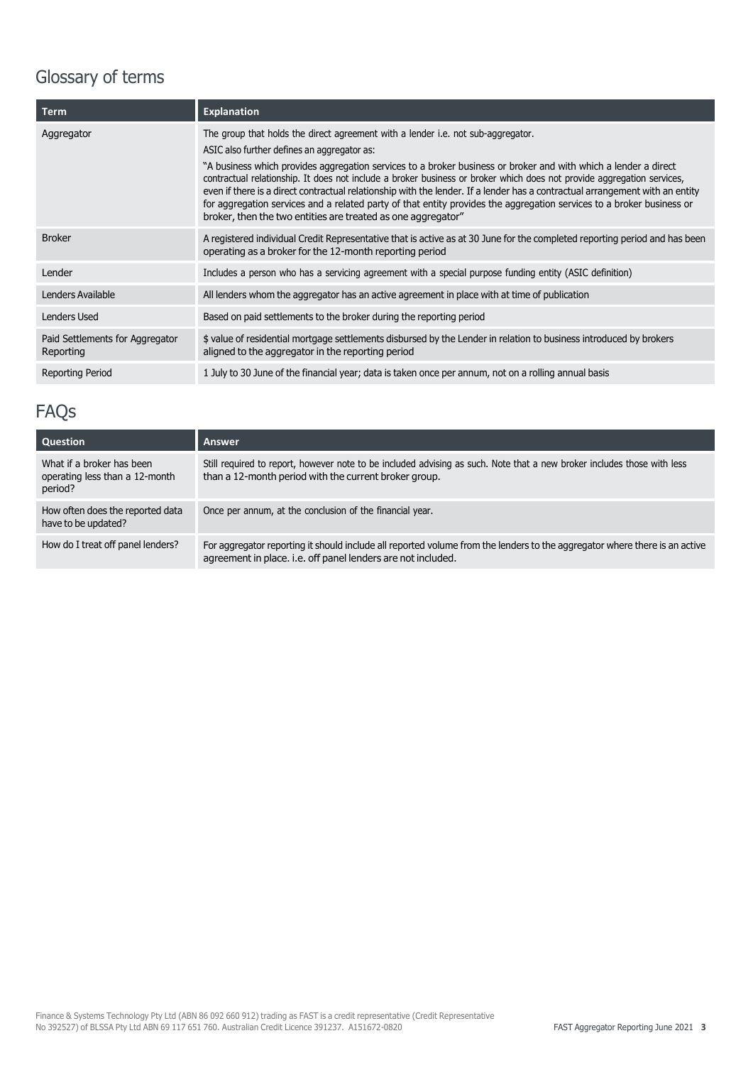## Glossary of terms

| Term | Explanation |
| --- | --- |
| Aggregator | The group that holds the direct agreement with a lender i.e. not sub-aggregator.<br>ASIC also further defines an aggregator as:<br>"A business which provides aggregation services to a broker business or broker and with which a lender a direct contractual relationship. It does not include a broker business or broker which does not provide aggregation services, even if there is a direct contractual relationship with the lender. If a lender has a contractual arrangement with an entity for aggregation services and a related party of that entity provides the aggregation services to a broker business or broker, then the two entities are treated as one aggregator" |
| Broker | A registered individual Credit Representative that is active as at 30 June for the completed reporting period and has been operating as a broker for the 12-month reporting period |
| Lender | Includes a person who has a servicing agreement with a special purpose funding entity (ASIC definition) |
| Lenders Available | All lenders whom the aggregator has an active agreement in place with at time of publication |
| Lenders Used | Based on paid settlements to the broker during the reporting period |
| Paid Settlements for Aggregator Reporting | $ value of residential mortgage settlements disbursed by the Lender in relation to business introduced by brokers aligned to the aggregator in the reporting period |
| Reporting Period | 1 July to 30 June of the financial year; data is taken once per annum, not on a rolling annual basis |

## FAQs

| Question | Answer |
| --- | --- |
| What if a broker has been operating less than a 12-month period? | Still required to report, however note to be included advising as such. Note that a new broker includes those with less than a 12-month period with the current broker group. |
| How often does the reported data have to be updated? | Once per annum, at the conclusion of the financial year. |
| How do I treat off panel lenders? | For aggregator reporting it should include all reported volume from the lenders to the aggregator where there is an active agreement in place. i.e. off panel lenders are not included. |

Finance & Systems Technology Pty Ltd (ABN 86 092 660 912) trading as FAST is a credit representative (Credit Representative No 392527) of BLSSA Pty Ltd ABN 69 117 651 760. Australian Credit Licence 391237. A151672-0820